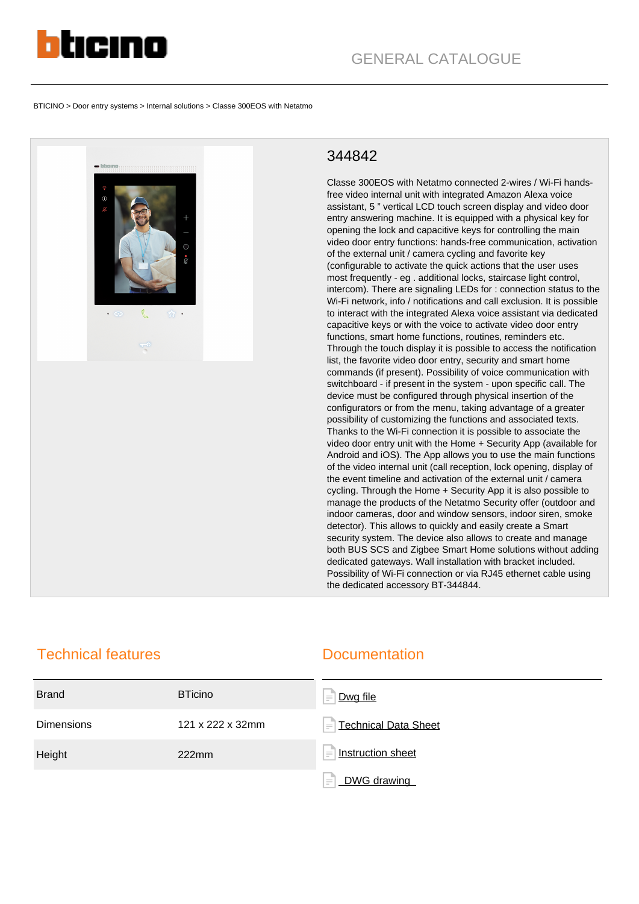GENERAL CATALOGUE

BTICINO > Door entry systems > Internal solutions > Classe 300EOS with Netatmo

# 344842

Classe 300EOS with Netatmo connected 2-wires / Wi-Fi hands-free video internal unit with integrated Amazon Alexa voice assistant, 5 " vertical LCD touch screen display and video door entry answering machine. It is equipped with a physical key for opening the lock and capacitive keys for controlling the main video door entry functions: hands-free communication, activation of the external unit / camera cycling and favorite key (configurable to activate the quick actions that the user uses most frequently - eg . additional locks, staircase light control, intercom). There are signaling LEDs for : connection status to the Wi-Fi network, info / notifications and call exclusion. It is possible to interact with the integrated Alexa voice assistant via dedicated capacitive keys or with the voice to activate video door entry functions, smart home functions, routines, reminders etc. Through the touch display it is possible to access the notification list, the favorite video door entry, security and smart home commands (if present). Possibility of voice communication with switchboard - if present in the system - upon specific call. The device must be configured through physical insertion of the configurators or from the menu, taking advantage of a greater possibility of customizing the functions and associated texts. Thanks to the Wi-Fi connection it is possible to associate the video door entry unit with the Home + Security App (available for Android and iOS). The App allows you to use the main functions of the video internal unit (call reception, lock opening, display of the event timeline and activation of the external unit / camera cycling. Through the Home + Security App it is also possible to manage the products of the Netatmo Security offer (outdoor and indoor cameras, door and window sensors, indoor siren, smoke detector). This allows to quickly and easily create a Smart security system. The device also allows to create and manage both BUS SCS and Zigbee Smart Home solutions without adding dedicated gateways. Wall installation with bracket included. Possibility of Wi-Fi connection or via RJ45 ethernet cable using the dedicated accessory BT-344844.

## Technical features

| | |
|---|---|
| Brand | BTicino |
| Dimensions | 121 x 222 x 32mm |
| Height | 222mm |

## Documentation

- Dwg file
- Technical Data Sheet
- Instruction sheet
- DWG drawing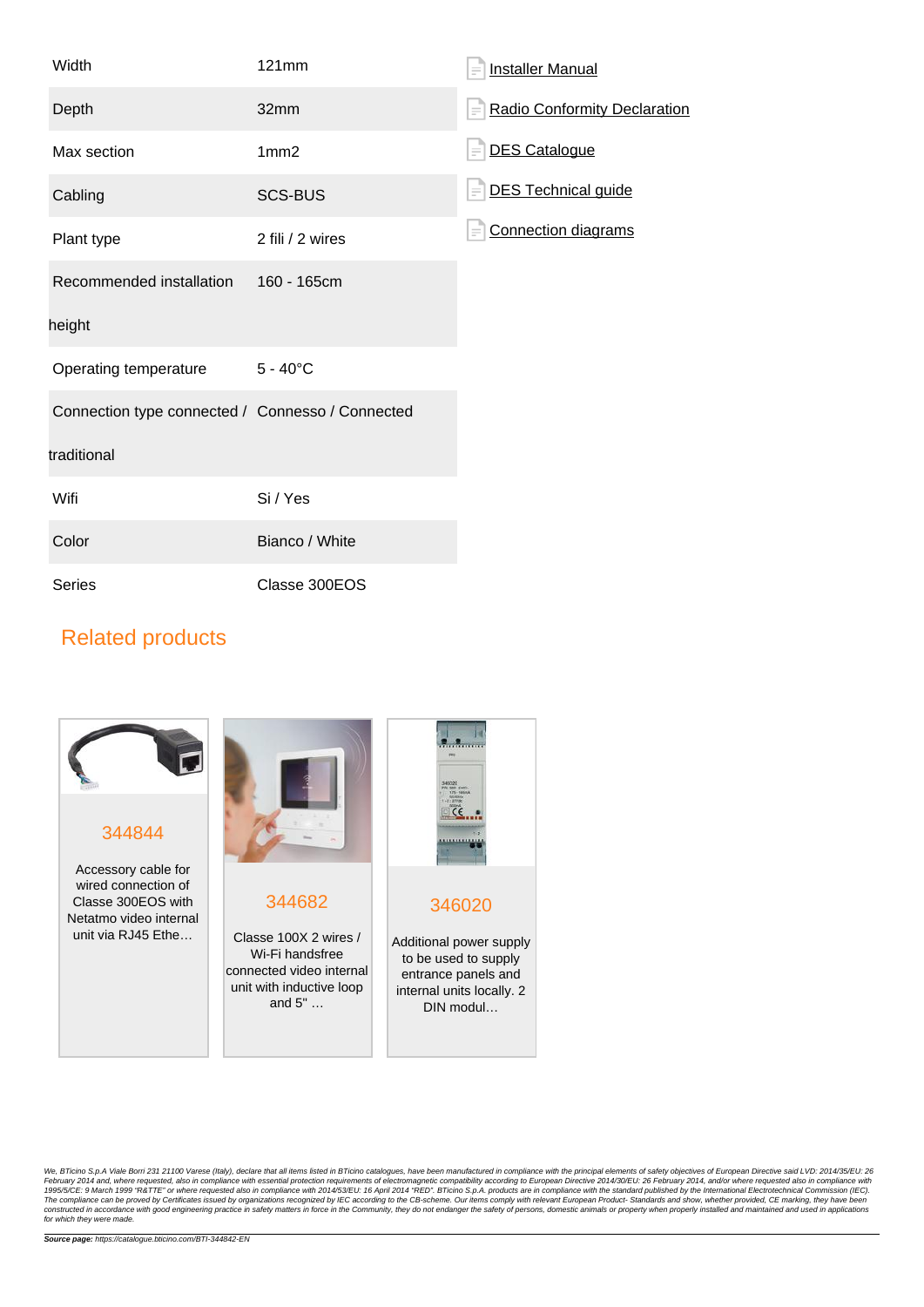| | |
|---|---|
| Width | 121mm |
| Depth | 32mm |
| Max section | 1mm2 |
| Cabling | SCS-BUS |
| Plant type | 2 fili / 2 wires |
| Recommended installation height | 160 - 165cm |
| Operating temperature | 5 - 40°C |
| Connection type connected / traditional | Connesso / Connected |
| Wifi | Si / Yes |
| Color | Bianco / White |
| Series | Classe 300EOS |

- Installer Manual
- Radio Conformity Declaration
- DES Catalogue
- DES Technical guide
- Connection diagrams

## Related products

**344844**

Accessory cable for wired connection of Classe 300EOS with Netatmo video internal unit via RJ45 Ethe…

**344682**

Classe 100X 2 wires / Wi-Fi handsfree connected video internal unit with inductive loop and 5" …

**346020**

Additional power supply to be used to supply entrance panels and internal units locally. 2 DIN modul…

*We, BTicino S.p.A Viale Borri 231 21100 Varese (Italy), declare that all items listed in BTicino catalogues, have been manufactured in compliance with the principal elements of safety objectives of European Directive said LVD: 2014/35/EU: 26 February 2014 and, where requested, also in compliance with essential protection requirements of electromagnetic compatibility according to European Directive 2014/30/EU: 26 February 2014, and/or where requested also in compliance with 1995/5/CE: 9 March 1999 "R&TTE" or where requested also in compliance with 2014/53/EU: 16 April 2014 "RED". BTicino S.p.A. products are in compliance with the standard published by the International Electrotechnical Commission (IEC). The compliance can be proved by Certificates issued by organizations recognized by IEC according to the CB-scheme. Our items comply with relevant European Product- Standards and show, whether provided, CE marking, they have been constructed in accordance with good engineering practice in safety matters in force in the Community, they do not endanger the safety of persons, domestic animals or property when properly installed and maintained and used in applications for which they were made.*

**Source page:** *https://catalogue.bticino.com/BTI-344842-EN*